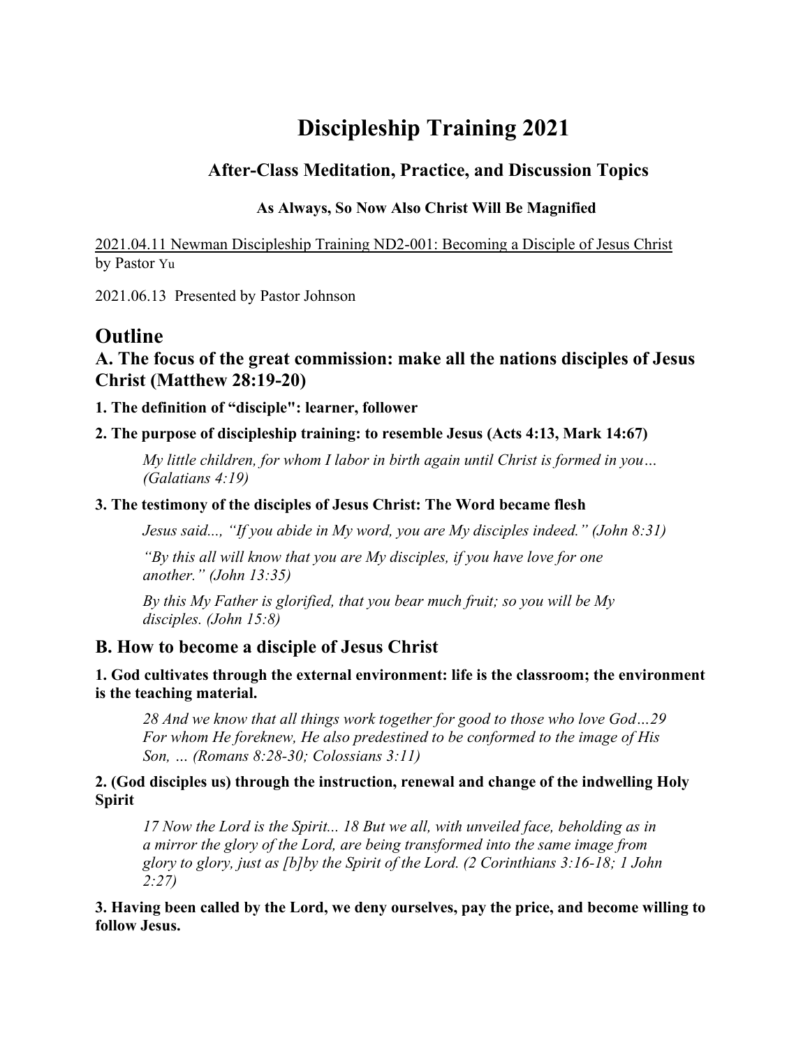# Discipleship Training 2021

## After-Class Meditation, Practice, and Discussion Topics

### As Always, So Now Also Christ Will Be Magnified

2021.04.11 Newman Discipleship Training ND2-001: Becoming a Disciple of Jesus Christ by Pastor Yu

2021.06.13 Presented by Pastor Johnson

## Outline

### A. The focus of the great commission: make all the nations disciples of Jesus Christ (Matthew 28:19-20)

**1. The definition of "disciple": learner, follower**

**2. The purpose of discipleship training: to resemble Jesus (Acts 4:13, Mark 14:67)**

*My little children, for whom I labor in birth again until Christ is formed in you… (Galatians 4:19)*

**3. The testimony of the disciples of Jesus Christ: The Word became flesh**

*Jesus said..., "If you abide in My word, you are My disciples indeed." (John 8:31)*

*"By this all will know that you are My disciples, if you have love for one another." (John 13:35)*

*By this My Father is glorified, that you bear much fruit; so you will be My disciples. (John 15:8)*

### B. How to become a disciple of Jesus Christ

**1. God cultivates through the external environment: life is the classroom; the environment is the teaching material.**

*28 And we know that all things work together for good to those who love God…29 For whom He foreknew, He also predestined to be conformed to the image of His Son, … (Romans 8:28-30; Colossians 3:11)*

**2. (God disciples us) through the instruction, renewal and change of the indwelling Holy Spirit**

*17 Now the Lord is the Spirit... 18 But we all, with unveiled face, beholding as in a mirror the glory of the Lord, are being transformed into the same image from glory to glory, just as [b]by the Spirit of the Lord. (2 Corinthians 3:16-18; 1 John 2:27)*

**3. Having been called by the Lord, we deny ourselves, pay the price, and become willing to follow Jesus.**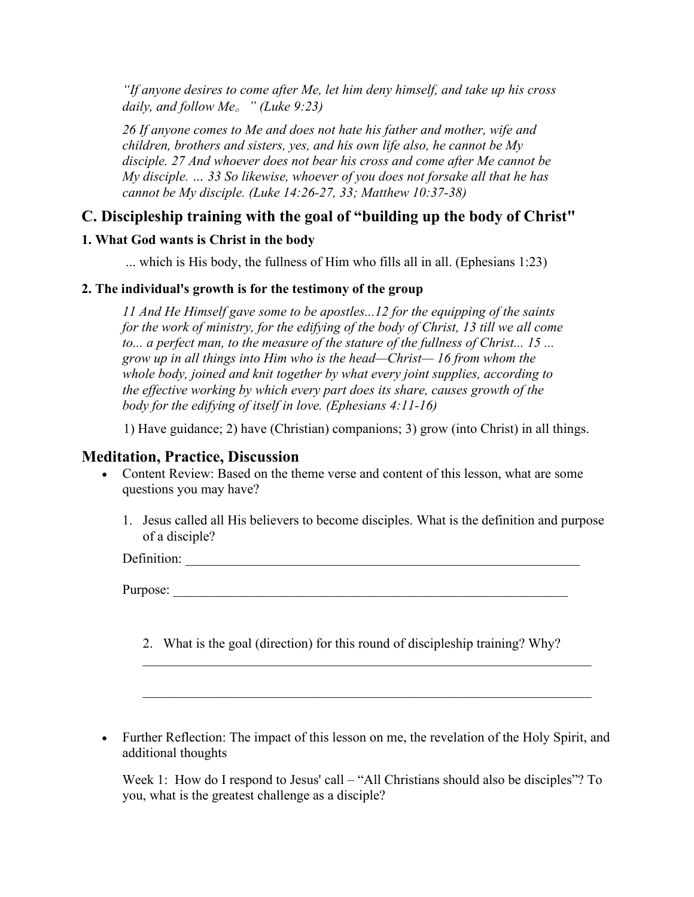*"If anyone desires to come after Me, let him deny himself, and take up his cross daily, and follow Me。 " (Luke 9:23)*

*26 If anyone comes to Me and does not hate his father and mother, wife and children, brothers and sisters, yes, and his own life also, he cannot be My disciple. 27 And whoever does not bear his cross and come after Me cannot be My disciple. … 33 So likewise, whoever of you does not forsake all that he has cannot be My disciple. (Luke 14:26-27, 33; Matthew 10:37-38)*

## C. Discipleship training with the goal of "building up the body of Christ"

### 1. What God wants is Christ in the body

... which is His body, the fullness of Him who fills all in all. (Ephesians 1:23)

### 2. The individual's growth is for the testimony of the group

*11 And He Himself gave some to be apostles...12 for the equipping of the saints for the work of ministry, for the edifying of the body of Christ, 13 till we all come to... a perfect man, to the measure of the stature of the fullness of Christ... 15 ... grow up in all things into Him who is the head—Christ— 16 from whom the whole body, joined and knit together by what every joint supplies, according to the effective working by which every part does its share, causes growth of the body for the edifying of itself in love. (Ephesians 4:11-16)*

1) Have guidance; 2) have (Christian) companions; 3) grow (into Christ) in all things.

## Meditation, Practice, Discussion

- Content Review: Based on the theme verse and content of this lesson, what are some questions you may have?

  1. Jesus called all His believers to become disciples. What is the definition and purpose of a disciple?

  Definition: ______________________________________________________________

  Purpose: ______________________________________________________________

  2. What is the goal (direction) for this round of discipleship training? Why?

  ______________________________________________________________________

  ______________________________________________________________________

- Further Reflection: The impact of this lesson on me, the revelation of the Holy Spirit, and additional thoughts

  Week 1: How do I respond to Jesus' call – "All Christians should also be disciples"? To you, what is the greatest challenge as a disciple?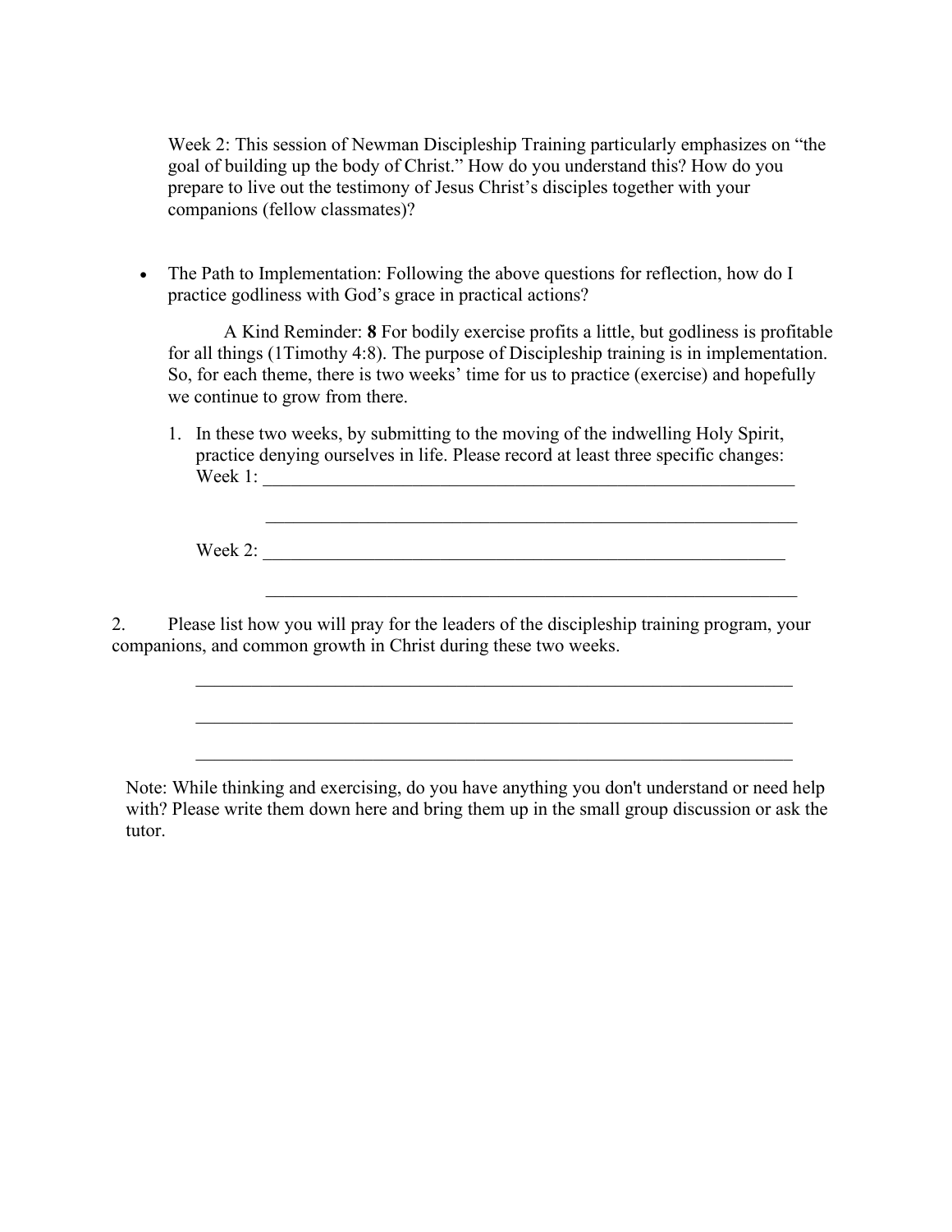Week 2: This session of Newman Discipleship Training particularly emphasizes on "the goal of building up the body of Christ." How do you understand this? How do you prepare to live out the testimony of Jesus Christ's disciples together with your companions (fellow classmates)?

- The Path to Implementation: Following the above questions for reflection, how do I practice godliness with God's grace in practical actions?

A Kind Reminder: **8** For bodily exercise profits a little, but godliness is profitable for all things (1Timothy 4:8). The purpose of Discipleship training is in implementation. So, for each theme, there is two weeks' time for us to practice (exercise) and hopefully we continue to grow from there.

1. In these two weeks, by submitting to the moving of the indwelling Holy Spirit, practice denying ourselves in life. Please record at least three specific changes:
   Week 1: ______________________________________________________________

   ______________________________________________________________

   Week 2: ______________________________________________________________

   ______________________________________________________________

2. Please list how you will pray for the leaders of the discipleship training program, your companions, and common growth in Christ during these two weeks.

   ______________________________________________________________

   ______________________________________________________________

   ______________________________________________________________

Note: While thinking and exercising, do you have anything you don't understand or need help with? Please write them down here and bring them up in the small group discussion or ask the tutor.